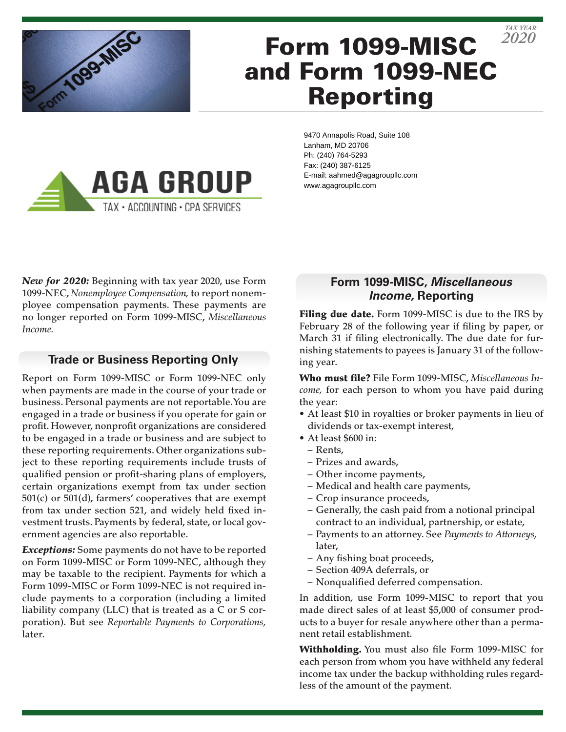TAX YEAR 2020

# Form 1099-MISC and Form 1099-NEC Reporting

AGA GROUP
TAX • ACCOUNTING • CPA SERVICES

9470 Annapolis Road, Suite 108
Lanham, MD 20706
Ph: (240) 764-5293
Fax: (240) 387-6125
E-mail: aahmed@agagroupllc.com
www.agagroupllc.com

***New for 2020:*** Beginning with tax year 2020, use Form 1099-NEC, *Nonemployee Compensation,* to report nonemployee compensation payments. These payments are no longer reported on Form 1099-MISC, *Miscellaneous Income.*

## Trade or Business Reporting Only

Report on Form 1099-MISC or Form 1099-NEC only when payments are made in the course of your trade or business. Personal payments are not reportable. You are engaged in a trade or business if you operate for gain or profit. However, nonprofit organizations are considered to be engaged in a trade or business and are subject to these reporting requirements. Other organizations subject to these reporting requirements include trusts of qualified pension or profit-sharing plans of employers, certain organizations exempt from tax under section 501(c) or 501(d), farmers' cooperatives that are exempt from tax under section 521, and widely held fixed investment trusts. Payments by federal, state, or local government agencies are also reportable.

***Exceptions:*** Some payments do not have to be reported on Form 1099-MISC or Form 1099-NEC, although they may be taxable to the recipient. Payments for which a Form 1099-MISC or Form 1099-NEC is not required include payments to a corporation (including a limited liability company (LLC) that is treated as a C or S corporation). But see *Reportable Payments to Corporations,* later.

## Form 1099-MISC, *Miscellaneous Income,* Reporting

**Filing due date.** Form 1099-MISC is due to the IRS by February 28 of the following year if filing by paper, or March 31 if filing electronically. The due date for furnishing statements to payees is January 31 of the following year.

**Who must file?** File Form 1099-MISC, *Miscellaneous Income,* for each person to whom you have paid during the year:

- At least $10 in royalties or broker payments in lieu of dividends or tax-exempt interest,
- At least $600 in:
  - Rents,
  - Prizes and awards,
  - Other income payments,
  - Medical and health care payments,
  - Crop insurance proceeds,
  - Generally, the cash paid from a notional principal contract to an individual, partnership, or estate,
  - Payments to an attorney. See *Payments to Attorneys,* later,
  - Any fishing boat proceeds,
  - Section 409A deferrals, or
  - Nonqualified deferred compensation.

In addition, use Form 1099-MISC to report that you made direct sales of at least $5,000 of consumer products to a buyer for resale anywhere other than a permanent retail establishment.

**Withholding.** You must also file Form 1099-MISC for each person from whom you have withheld any federal income tax under the backup withholding rules regardless of the amount of the payment.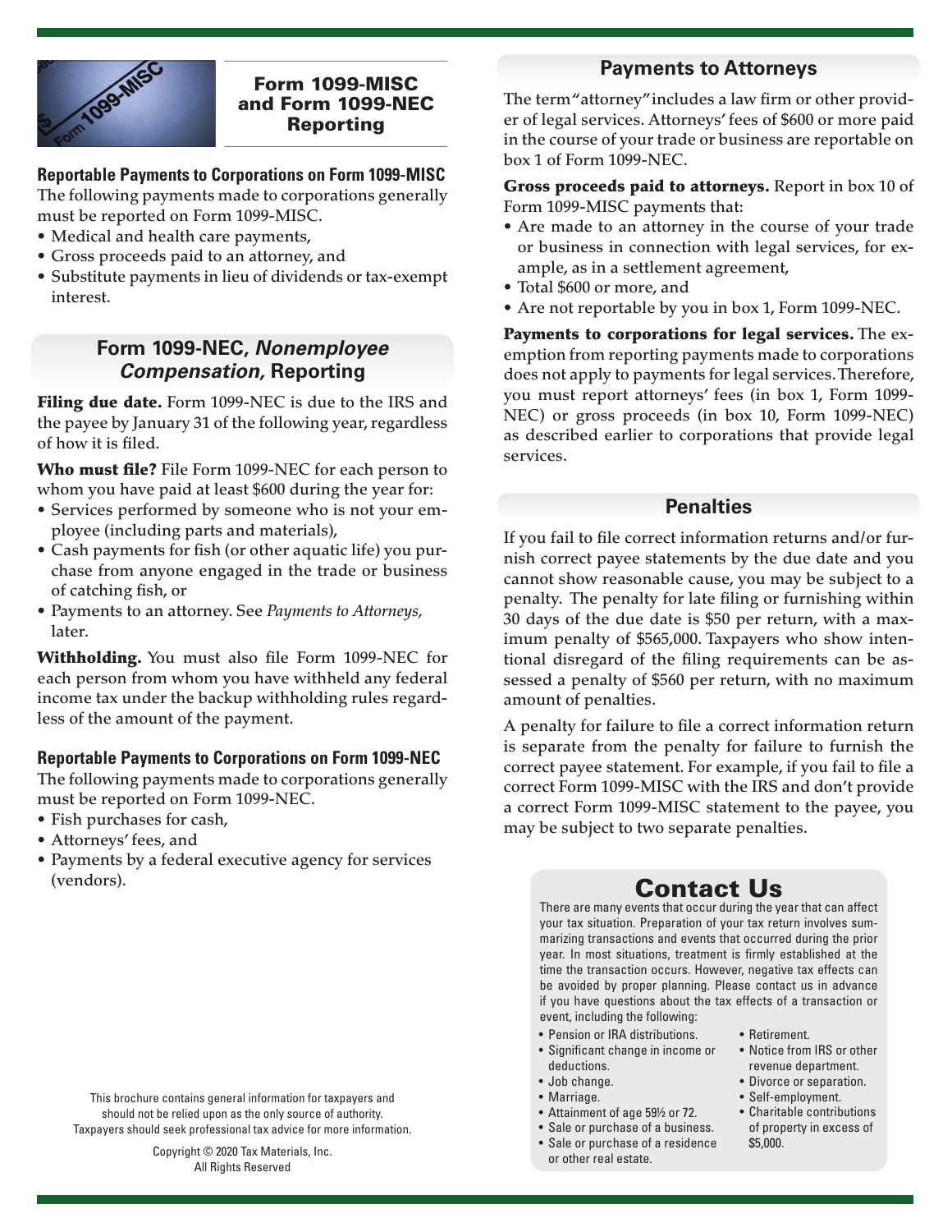# Form 1099-MISC and Form 1099-NEC Reporting

### Reportable Payments to Corporations on Form 1099-MISC

The following payments made to corporations generally must be reported on Form 1099-MISC.

- Medical and health care payments,
- Gross proceeds paid to an attorney, and
- Substitute payments in lieu of dividends or tax-exempt interest.

## Form 1099-NEC, *Nonemployee Compensation,* Reporting

**Filing due date.** Form 1099-NEC is due to the IRS and the payee by January 31 of the following year, regardless of how it is filed.

**Who must file?** File Form 1099-NEC for each person to whom you have paid at least $600 during the year for:

- Services performed by someone who is not your employee (including parts and materials),
- Cash payments for fish (or other aquatic life) you purchase from anyone engaged in the trade or business of catching fish, or
- Payments to an attorney. See *Payments to Attorneys,* later.

**Withholding.** You must also file Form 1099-NEC for each person from whom you have withheld any federal income tax under the backup withholding rules regardless of the amount of the payment.

### Reportable Payments to Corporations on Form 1099-NEC

The following payments made to corporations generally must be reported on Form 1099-NEC.

- Fish purchases for cash,
- Attorneys' fees, and
- Payments by a federal executive agency for services (vendors).

## Payments to Attorneys

The term "attorney" includes a law firm or other provider of legal services. Attorneys' fees of $600 or more paid in the course of your trade or business are reportable on box 1 of Form 1099-NEC.

**Gross proceeds paid to attorneys.** Report in box 10 of Form 1099-MISC payments that:

- Are made to an attorney in the course of your trade or business in connection with legal services, for example, as in a settlement agreement,
- Total $600 or more, and
- Are not reportable by you in box 1, Form 1099-NEC.

**Payments to corporations for legal services.** The exemption from reporting payments made to corporations does not apply to payments for legal services. Therefore, you must report attorneys' fees (in box 1, Form 1099-NEC) or gross proceeds (in box 10, Form 1099-NEC) as described earlier to corporations that provide legal services.

## Penalties

If you fail to file correct information returns and/or furnish correct payee statements by the due date and you cannot show reasonable cause, you may be subject to a penalty. The penalty for late filing or furnishing within 30 days of the due date is $50 per return, with a maximum penalty of $565,000. Taxpayers who show intentional disregard of the filing requirements can be assessed a penalty of $560 per return, with no maximum amount of penalties.

A penalty for failure to file a correct information return is separate from the penalty for failure to furnish the correct payee statement. For example, if you fail to file a correct Form 1099-MISC with the IRS and don't provide a correct Form 1099-MISC statement to the payee, you may be subject to two separate penalties.

## Contact Us

There are many events that occur during the year that can affect your tax situation. Preparation of your tax return involves summarizing transactions and events that occurred during the prior year. In most situations, treatment is firmly established at the time the transaction occurs. However, negative tax effects can be avoided by proper planning. Please contact us in advance if you have questions about the tax effects of a transaction or event, including the following:

- Pension or IRA distributions.
- Significant change in income or deductions.
- Job change.
- Marriage.
- Attainment of age 59½ or 72.
- Sale or purchase of a business.
- Sale or purchase of a residence or other real estate.
- Retirement.
- Notice from IRS or other revenue department.
- Divorce or separation.
- Self-employment.
- Charitable contributions of property in excess of $5,000.

This brochure contains general information for taxpayers and should not be relied upon as the only source of authority. Taxpayers should seek professional tax advice for more information.

Copyright © 2020 Tax Materials, Inc.
All Rights Reserved